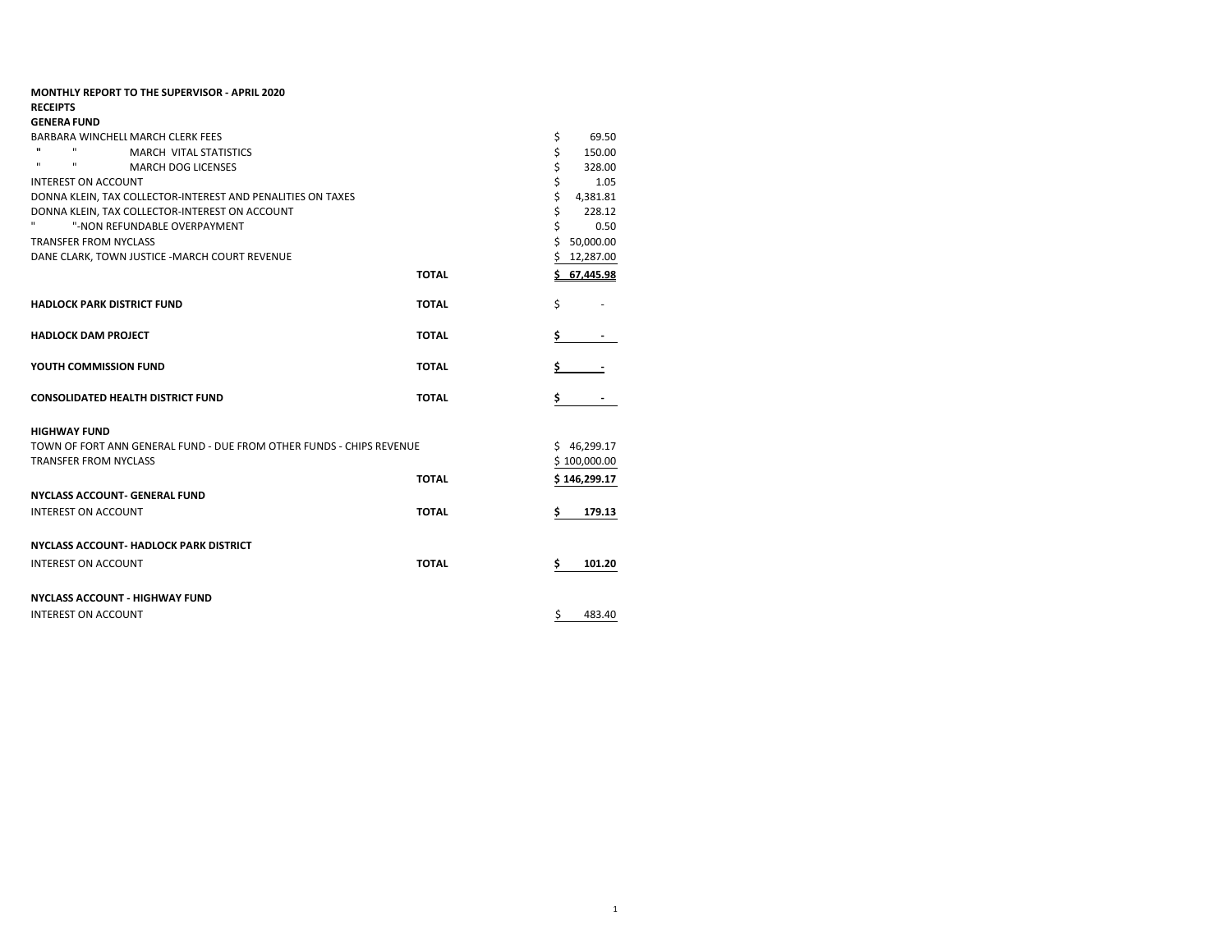**MONTHLY REPORT TO THE SUPERVISOR - APRIL 2020**

**RECEIPTS**

**GENERA FUND**

| | | |
|---|---|---|
| BARBARA WINCHELL MARCH CLERK FEES | | $ 69.50 |
| " " MARCH VITAL STATISTICS | | $ 150.00 |
| " " MARCH DOG LICENSES | | $ 328.00 |
| INTEREST ON ACCOUNT | | $ 1.05 |
| DONNA KLEIN, TAX COLLECTOR-INTEREST AND PENALITIES ON TAXES | | $ 4,381.81 |
| DONNA KLEIN, TAX COLLECTOR-INTEREST ON ACCOUNT | | $ 228.12 |
| " "-NON REFUNDABLE OVERPAYMENT | | $ 0.50 |
| TRANSFER FROM NYCLASS | | $ 50,000.00 |
| DANE CLARK, TOWN JUSTICE -MARCH COURT REVENUE | | $ 12,287.00 |
| | **TOTAL** | **$ 67,445.98** |
| **HADLOCK PARK DISTRICT FUND** | **TOTAL** | $ - |
| **HADLOCK DAM PROJECT** | **TOTAL** | **$ -** |
| **YOUTH COMMISSION FUND** | **TOTAL** | **$ -** |
| **CONSOLIDATED HEALTH DISTRICT FUND** | **TOTAL** | **$ -** |

**HIGHWAY FUND**

| | | |
|---|---|---|
| TOWN OF FORT ANN GENERAL FUND - DUE FROM OTHER FUNDS - CHIPS REVENUE | | $ 46,299.17 |
| TRANSFER FROM NYCLASS | | $ 100,000.00 |
| | **TOTAL** | **$ 146,299.17** |

**NYCLASS ACCOUNT- GENERAL FUND**

| | | |
|---|---|---|
| INTEREST ON ACCOUNT | **TOTAL** | **$ 179.13** |

**NYCLASS ACCOUNT- HADLOCK PARK DISTRICT**

| | | |
|---|---|---|
| INTEREST ON ACCOUNT | **TOTAL** | **$ 101.20** |

**NYCLASS ACCOUNT - HIGHWAY FUND**

| | | |
|---|---|---|
| INTEREST ON ACCOUNT | | $ 483.40 |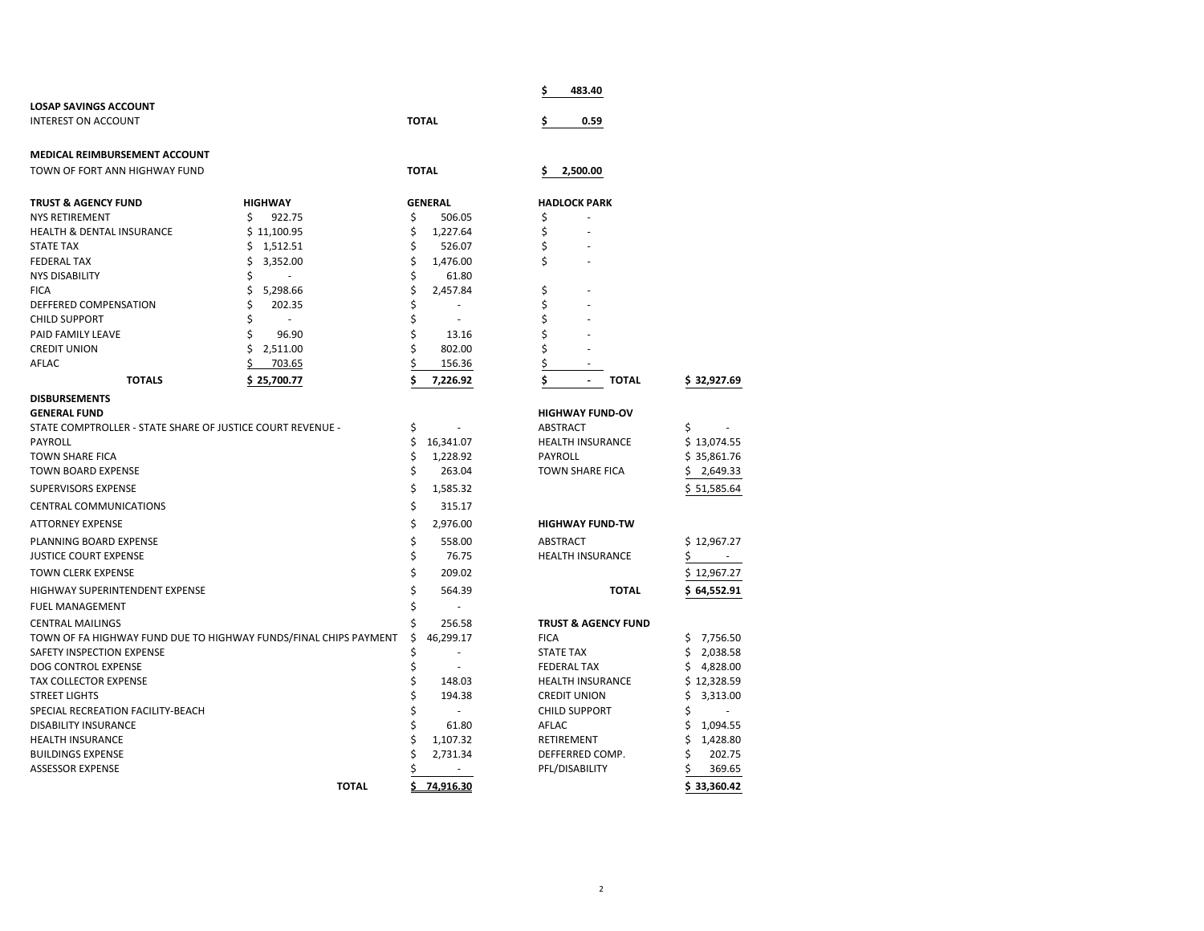$ 483.40

**LOSAP SAVINGS ACCOUNT**

| | | |
|---|---|---|
| INTEREST ON ACCOUNT | **TOTAL** | **$ 0.59** |

**MEDICAL REIMBURSEMENT ACCOUNT**

| | | |
|---|---|---|
| TOWN OF FORT ANN HIGHWAY FUND | **TOTAL** | **$ 2,500.00** |

| **TRUST & AGENCY FUND** | **HIGHWAY** | **GENERAL** | **HADLOCK PARK** | | |
|---|---|---|---|---|---|
| NYS RETIREMENT | $ 922.75 | $ 506.05 | $ - | | |
| HEALTH & DENTAL INSURANCE | $ 11,100.95 | $ 1,227.64 | $ - | | |
| STATE TAX | $ 1,512.51 | $ 526.07 | $ - | | |
| FEDERAL TAX | $ 3,352.00 | $ 1,476.00 | $ - | | |
| NYS DISABILITY | $ - | $ 61.80 | | | |
| FICA | $ 5,298.66 | $ 2,457.84 | $ - | | |
| DEFFERED COMPENSATION | $ 202.35 | $ - | $ - | | |
| CHILD SUPPORT | $ - | $ - | $ - | | |
| PAID FAMILY LEAVE | $ 96.90 | $ 13.16 | $ - | | |
| CREDIT UNION | $ 2,511.00 | $ 802.00 | $ - | | |
| AFLAC | $ 703.65 | $ 156.36 | $ - | | |
| **TOTALS** | **$ 25,700.77** | **$ 7,226.92** | **$ -** | **TOTAL** | **$ 32,927.69** |

**DISBURSEMENTS**

**GENERAL FUND**

| | |
|---|---|
| STATE COMPTROLLER - STATE SHARE OF JUSTICE COURT REVENUE - | $ - |
| PAYROLL | $ 16,341.07 |
| TOWN SHARE FICA | $ 1,228.92 |
| TOWN BOARD EXPENSE | $ 263.04 |
| SUPERVISORS EXPENSE | $ 1,585.32 |
| CENTRAL COMMUNICATIONS | $ 315.17 |
| ATTORNEY EXPENSE | $ 2,976.00 |
| PLANNING BOARD EXPENSE | $ 558.00 |
| JUSTICE COURT EXPENSE | $ 76.75 |
| TOWN CLERK EXPENSE | $ 209.02 |
| HIGHWAY SUPERINTENDENT EXPENSE | $ 564.39 |
| FUEL MANAGEMENT | $ - |
| CENTRAL MAILINGS | $ 256.58 |
| TOWN OF FA HIGHWAY FUND DUE TO HIGHWAY FUNDS/FINAL CHIPS PAYMENT | $ 46,299.17 |
| SAFETY INSPECTION EXPENSE | $ - |
| DOG CONTROL EXPENSE | $ - |
| TAX COLLECTOR EXPENSE | $ 148.03 |
| STREET LIGHTS | $ 194.38 |
| SPECIAL RECREATION FACILITY-BEACH | $ - |
| DISABILITY INSURANCE | $ 61.80 |
| HEALTH INSURANCE | $ 1,107.32 |
| BUILDINGS EXPENSE | $ 2,731.34 |
| ASSESSOR EXPENSE | $ - |
| **TOTAL** | **$ 74,916.30** |

**HIGHWAY FUND-OV**

| | |
|---|---|
| ABSTRACT | $ - |
| HEALTH INSURANCE | $ 13,074.55 |
| PAYROLL | $ 35,861.76 |
| TOWN SHARE FICA | $ 2,649.33 |
| | $ 51,585.64 |

**HIGHWAY FUND-TW**

| | |
|---|---|
| ABSTRACT | $ 12,967.27 |
| HEALTH INSURANCE | $ - |
| | $ 12,967.27 |
| **TOTAL** | **$ 64,552.91** |

**TRUST & AGENCY FUND**

| | |
|---|---|
| FICA | $ 7,756.50 |
| STATE TAX | $ 2,038.58 |
| FEDERAL TAX | $ 4,828.00 |
| HEALTH INSURANCE | $ 12,328.59 |
| CREDIT UNION | $ 3,313.00 |
| CHILD SUPPORT | $ - |
| AFLAC | $ 1,094.55 |
| RETIREMENT | $ 1,428.80 |
| DEFFERRED COMP. | $ 202.75 |
| PFL/DISABILITY | $ 369.65 |
| | $ 33,360.42 |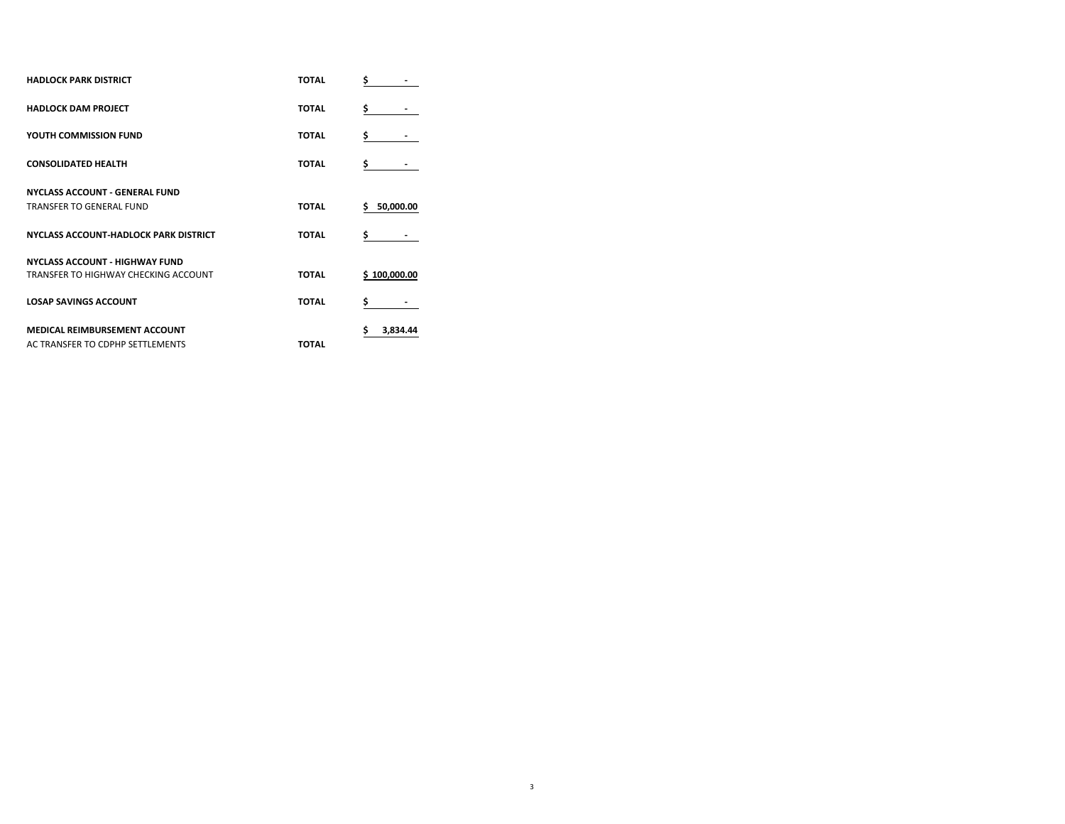| | | |
|---|---|---|
| **HADLOCK PARK DISTRICT** | **TOTAL** | **$ -** |
| **HADLOCK DAM PROJECT** | **TOTAL** | **$ -** |
| **YOUTH COMMISSION FUND** | **TOTAL** | **$ -** |
| **CONSOLIDATED HEALTH** | **TOTAL** | **$ -** |
| **NYCLASS ACCOUNT - GENERAL FUND** | | |
| TRANSFER TO GENERAL FUND | **TOTAL** | **$ 50,000.00** |
| **NYCLASS ACCOUNT-HADLOCK PARK DISTRICT** | **TOTAL** | **$ -** |
| **NYCLASS ACCOUNT - HIGHWAY FUND** | | |
| TRANSFER TO HIGHWAY CHECKING ACCOUNT | **TOTAL** | **$ 100,000.00** |
| **LOSAP SAVINGS ACCOUNT** | **TOTAL** | **$ -** |
| **MEDICAL REIMBURSEMENT ACCOUNT** | | **$ 3,834.44** |
| AC TRANSFER TO CDPHP SETTLEMENTS | **TOTAL** | |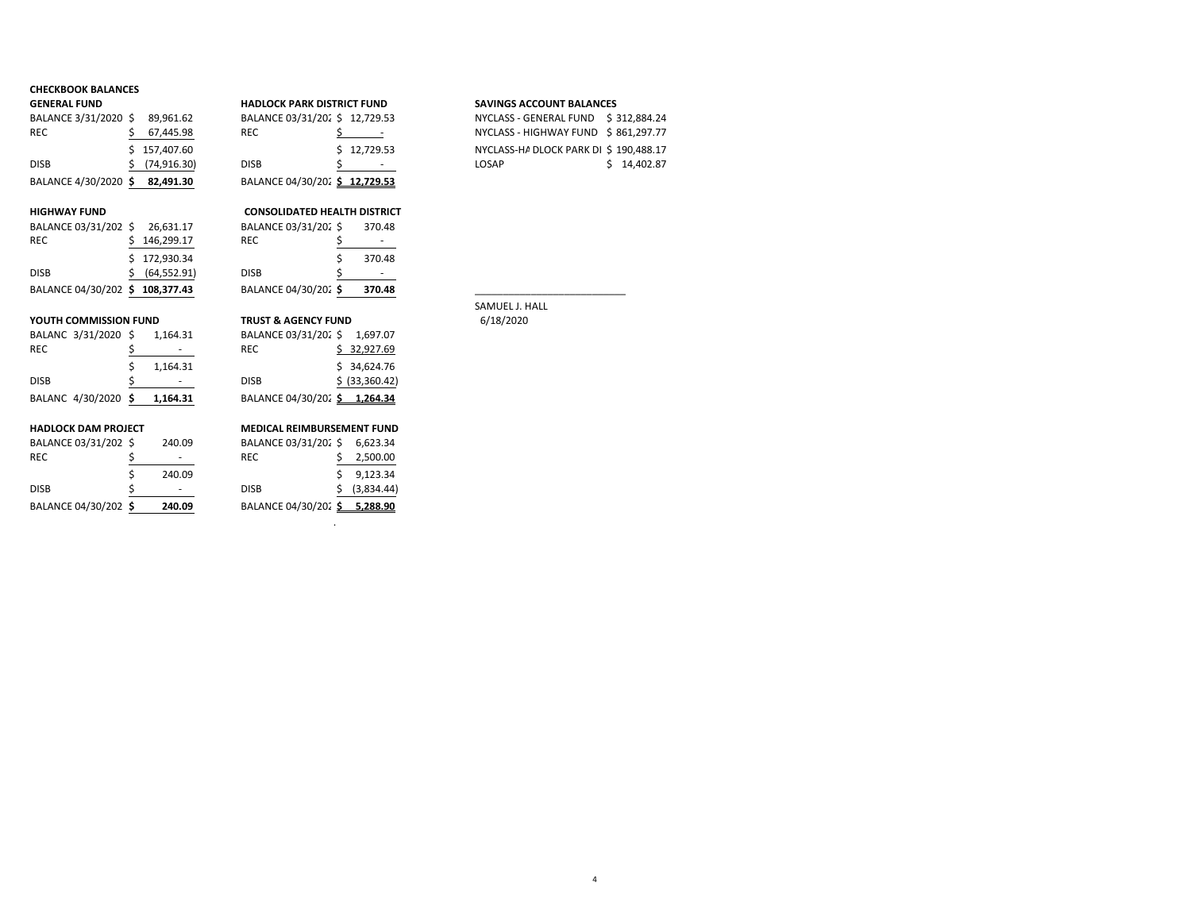**CHECKBOOK BALANCES**

**GENERAL FUND**

| | |
|---|---|
| BALANCE 3/31/2020 | $ 89,961.62 |
| REC | $ 67,445.98 |
| | $ 157,407.60 |
| DISB | $ (74,916.30) |
| BALANCE 4/30/2020 | **$ 82,491.30** |

**HADLOCK PARK DISTRICT FUND**

| | |
|---|---|
| BALANCE 03/31/202 | $ 12,729.53 |
| REC | $ - |
| | $ 12,729.53 |
| DISB | $ - |
| BALANCE 04/30/202 | **$ 12,729.53** |

**SAVINGS ACCOUNT BALANCES**

| | |
|---|---|
| NYCLASS - GENERAL FUND | $ 312,884.24 |
| NYCLASS - HIGHWAY FUND | $ 861,297.77 |
| NYCLASS-HADLOCK PARK DI | $ 190,488.17 |
| LOSAP | $ 14,402.87 |

**HIGHWAY FUND**

| | |
|---|---|
| BALANCE 03/31/202 | $ 26,631.17 |
| REC | $ 146,299.17 |
| | $ 172,930.34 |
| DISB | $ (64,552.91) |
| BALANCE 04/30/202 | **$ 108,377.43** |

**CONSOLIDATED HEALTH DISTRICT**

| | |
|---|---|
| BALANCE 03/31/202 | $ 370.48 |
| REC | $ - |
| | $ 370.48 |
| DISB | $ - |
| BALANCE 04/30/202 | **$ 370.48** |

______________________________

SAMUEL J. HALL

6/18/2020

**YOUTH COMMISSION FUND**

| | |
|---|---|
| BALANC 3/31/2020 | $ 1,164.31 |
| REC | $ - |
| | $ 1,164.31 |
| DISB | $ - |
| BALANC 4/30/2020 | **$ 1,164.31** |

**TRUST & AGENCY FUND**

| | |
|---|---|
| BALANCE 03/31/202 | $ 1,697.07 |
| REC | $ 32,927.69 |
| | $ 34,624.76 |
| DISB | $ (33,360.42) |
| BALANCE 04/30/202 | **$ 1,264.34** |

**HADLOCK DAM PROJECT**

| | |
|---|---|
| BALANCE 03/31/202 | $ 240.09 |
| REC | $ - |
| | $ 240.09 |
| DISB | $ - |
| BALANCE 04/30/202 | **$ 240.09** |

**MEDICAL REIMBURSEMENT FUND**

| | |
|---|---|
| BALANCE 03/31/202 | $ 6,623.34 |
| REC | $ 2,500.00 |
| | $ 9,123.34 |
| DISB | $ (3,834.44) |
| BALANCE 04/30/202 | **$ 5,288.90** |